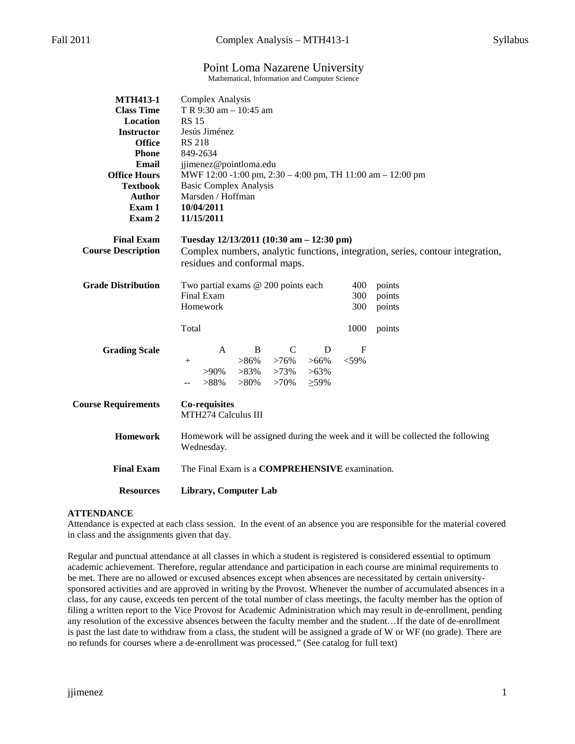# Point Loma Nazarene University

Mathematical, Information and Computer Science

| | |
|---|---|
| **MTH413-1** | Complex Analysis |
| **Class Time** | T R 9:30 am – 10:45 am |
| **Location** | RS 15 |
| **Instructor** | Jesús Jiménez |
| **Office** | RS 218 |
| **Phone** | 849-2634 |
| **Email** | jjimenez@pointloma.edu |
| **Office Hours** | MWF 12:00 -1:00 pm, 2:30 – 4:00 pm, TH 11:00 am – 12:00 pm |
| **Textbook** | Basic Complex Analysis |
| **Author** | Marsden / Hoffman |
| **Exam 1** | **10/04/2011** |
| **Exam 2** | **11/15/2011** |
| **Final Exam** | **Tuesday 12/13/2011 (10:30 am – 12:30 pm)** |
| **Course Description** | Complex numbers, analytic functions, integration, series, contour integration, residues and conformal maps. |

**Grade Distribution**

| | | |
|---|---|---|
| Two partial exams @ 200 points each | 400 | points |
| Final Exam | 300 | points |
| Homework | 300 | points |
| Total | 1000 | points |

**Grading Scale**

| | A | B | C | D | F |
|---|---|---|---|---|---|
| + | | >86% | >76% | >66% | <59% |
| | >90% | >83% | >73% | >63% | |
| -- | >88% | >80% | >70% | ≥59% | |

**Course Requirements**

**Co-requisites**
MTH274 Calculus III

**Homework**

Homework will be assigned during the week and it will be collected the following Wednesday.

**Final Exam**

The Final Exam is a **COMPREHENSIVE** examination.

**Resources**

**Library, Computer Lab**

## ATTENDANCE

Attendance is expected at each class session. In the event of an absence you are responsible for the material covered in class and the assignments given that day.

Regular and punctual attendance at all classes in which a student is registered is considered essential to optimum academic achievement. Therefore, regular attendance and participation in each course are minimal requirements to be met. There are no allowed or excused absences except when absences are necessitated by certain university-sponsored activities and are approved in writing by the Provost. Whenever the number of accumulated absences in a class, for any cause, exceeds ten percent of the total number of class meetings, the faculty member has the option of filing a written report to the Vice Provost for Academic Administration which may result in de-enrollment, pending any resolution of the excessive absences between the faculty member and the student…If the date of de-enrollment is past the last date to withdraw from a class, the student will be assigned a grade of W or WF (no grade). There are no refunds for courses where a de-enrollment was processed." (See catalog for full text)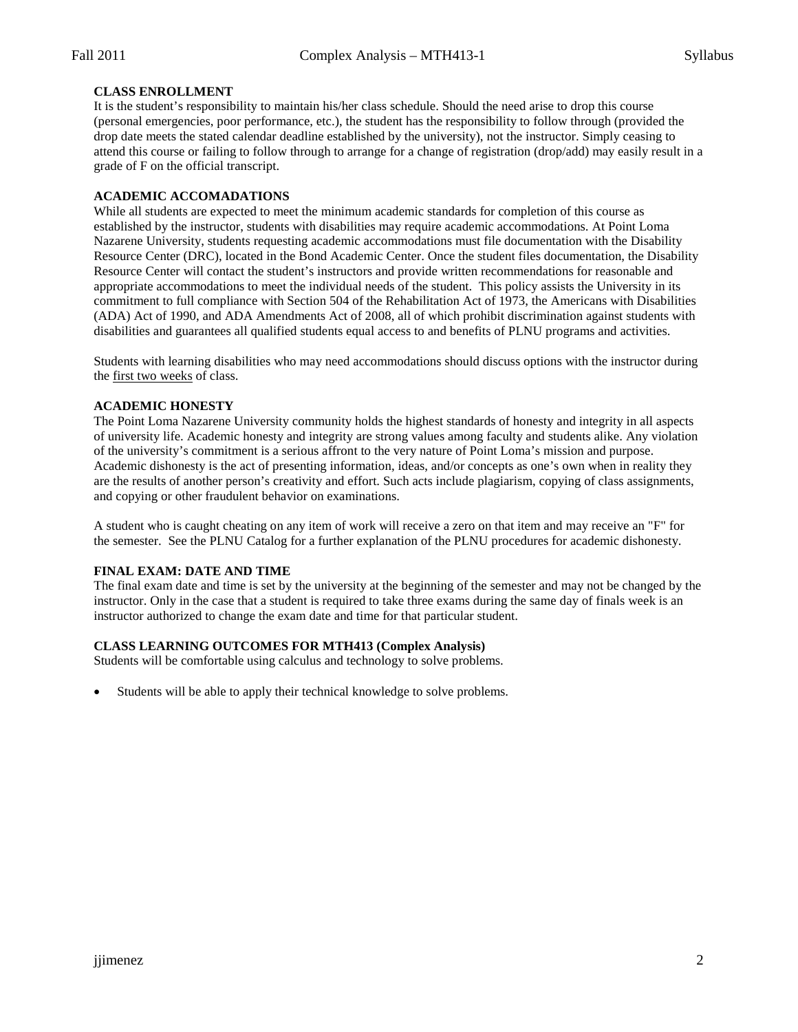**CLASS ENROLLMENT**

It is the student's responsibility to maintain his/her class schedule. Should the need arise to drop this course (personal emergencies, poor performance, etc.), the student has the responsibility to follow through (provided the drop date meets the stated calendar deadline established by the university), not the instructor. Simply ceasing to attend this course or failing to follow through to arrange for a change of registration (drop/add) may easily result in a grade of F on the official transcript.

**ACADEMIC ACCOMADATIONS**

While all students are expected to meet the minimum academic standards for completion of this course as established by the instructor, students with disabilities may require academic accommodations. At Point Loma Nazarene University, students requesting academic accommodations must file documentation with the Disability Resource Center (DRC), located in the Bond Academic Center. Once the student files documentation, the Disability Resource Center will contact the student's instructors and provide written recommendations for reasonable and appropriate accommodations to meet the individual needs of the student. This policy assists the University in its commitment to full compliance with Section 504 of the Rehabilitation Act of 1973, the Americans with Disabilities (ADA) Act of 1990, and ADA Amendments Act of 2008, all of which prohibit discrimination against students with disabilities and guarantees all qualified students equal access to and benefits of PLNU programs and activities.

Students with learning disabilities who may need accommodations should discuss options with the instructor during the <u>first two weeks</u> of class.

**ACADEMIC HONESTY**

The Point Loma Nazarene University community holds the highest standards of honesty and integrity in all aspects of university life. Academic honesty and integrity are strong values among faculty and students alike. Any violation of the university's commitment is a serious affront to the very nature of Point Loma's mission and purpose. Academic dishonesty is the act of presenting information, ideas, and/or concepts as one's own when in reality they are the results of another person's creativity and effort. Such acts include plagiarism, copying of class assignments, and copying or other fraudulent behavior on examinations.

A student who is caught cheating on any item of work will receive a zero on that item and may receive an "F" for the semester. See the PLNU Catalog for a further explanation of the PLNU procedures for academic dishonesty.

**FINAL EXAM: DATE AND TIME**

The final exam date and time is set by the university at the beginning of the semester and may not be changed by the instructor. Only in the case that a student is required to take three exams during the same day of finals week is an instructor authorized to change the exam date and time for that particular student.

**CLASS LEARNING OUTCOMES FOR MTH413 (Complex Analysis)**

Students will be comfortable using calculus and technology to solve problems.

- Students will be able to apply their technical knowledge to solve problems.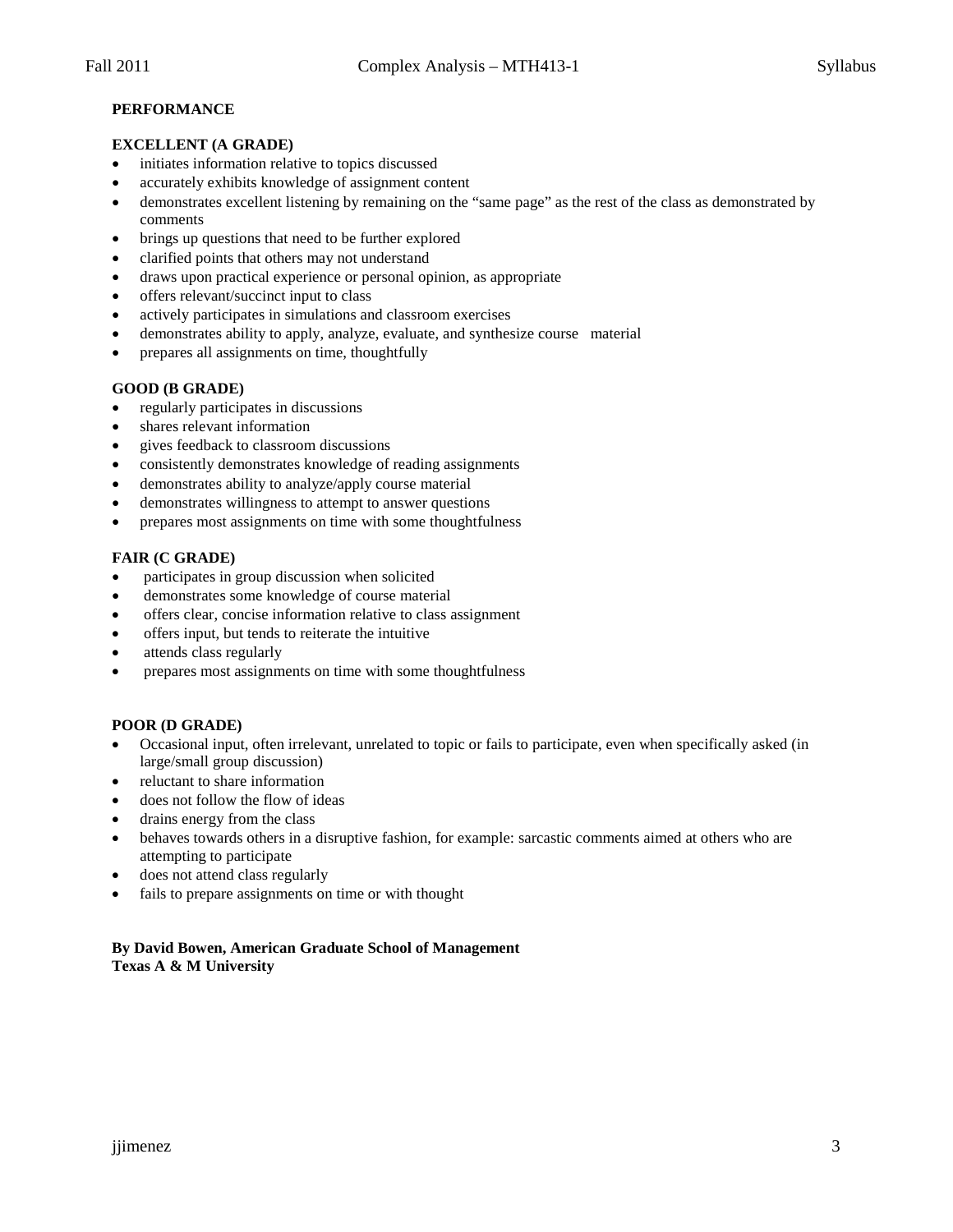**PERFORMANCE**

**EXCELLENT (A GRADE)**

- initiates information relative to topics discussed
- accurately exhibits knowledge of assignment content
- demonstrates excellent listening by remaining on the "same page" as the rest of the class as demonstrated by comments
- brings up questions that need to be further explored
- clarified points that others may not understand
- draws upon practical experience or personal opinion, as appropriate
- offers relevant/succinct input to class
- actively participates in simulations and classroom exercises
- demonstrates ability to apply, analyze, evaluate, and synthesize course material
- prepares all assignments on time, thoughtfully

**GOOD (B GRADE)**

- regularly participates in discussions
- shares relevant information
- gives feedback to classroom discussions
- consistently demonstrates knowledge of reading assignments
- demonstrates ability to analyze/apply course material
- demonstrates willingness to attempt to answer questions
- prepares most assignments on time with some thoughtfulness

**FAIR (C GRADE)**

- participates in group discussion when solicited
- demonstrates some knowledge of course material
- offers clear, concise information relative to class assignment
- offers input, but tends to reiterate the intuitive
- attends class regularly
- prepares most assignments on time with some thoughtfulness

**POOR (D GRADE)**

- Occasional input, often irrelevant, unrelated to topic or fails to participate, even when specifically asked (in large/small group discussion)
- reluctant to share information
- does not follow the flow of ideas
- drains energy from the class
- behaves towards others in a disruptive fashion, for example: sarcastic comments aimed at others who are attempting to participate
- does not attend class regularly
- fails to prepare assignments on time or with thought

**By David Bowen, American Graduate School of Management**
**Texas A & M University**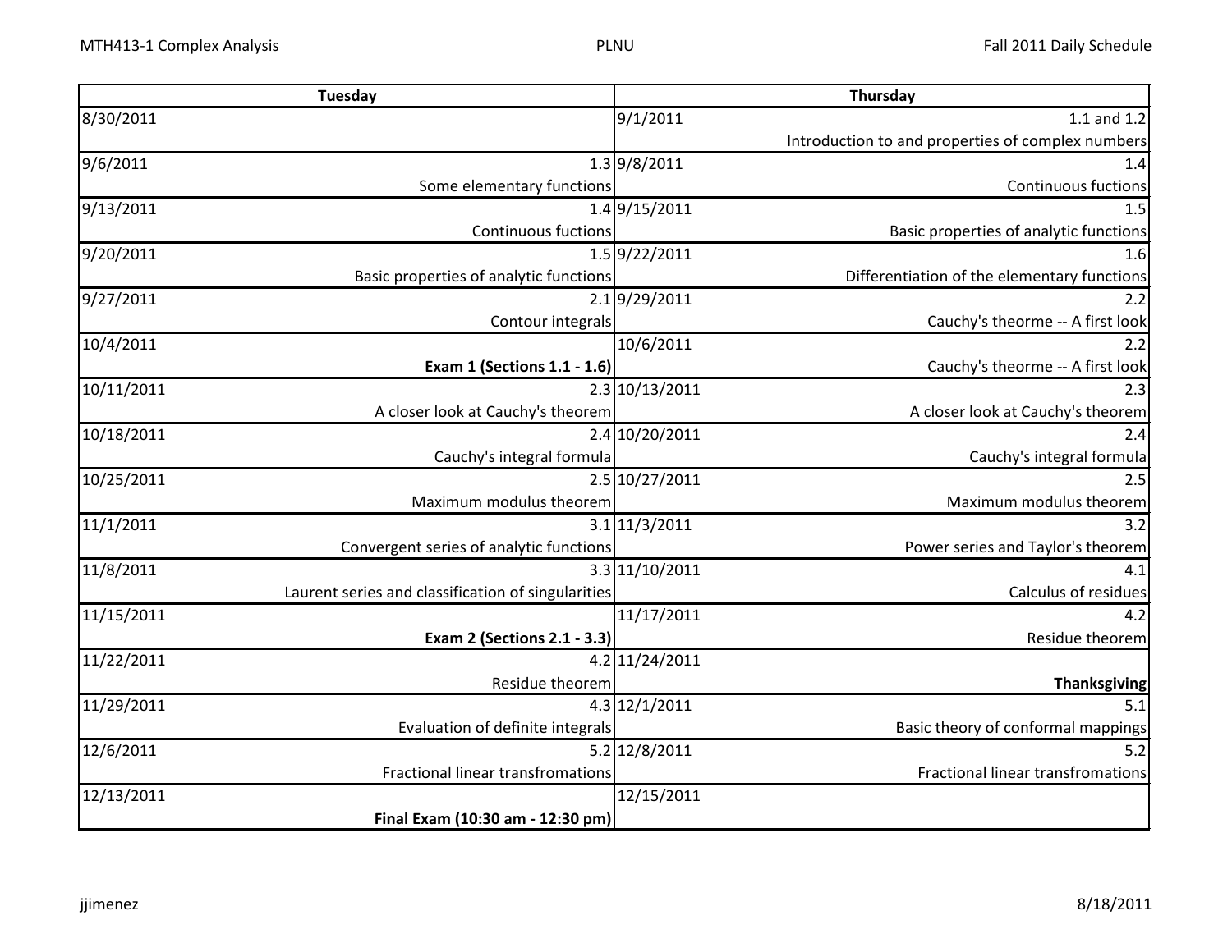| Tuesday | Thursday |
|---|---|
| 8/30/2011 | 9/1/2011 1.1 and 1.2 Introduction to and properties of complex numbers |
| 9/6/2011 1.3 Some elementary functions | 9/8/2011 1.4 Continuous fuctions |
| 9/13/2011 1.4 Continuous fuctions | 9/15/2011 1.5 Basic properties of analytic functions |
| 9/20/2011 1.5 Basic properties of analytic functions | 9/22/2011 1.6 Differentiation of the elementary functions |
| 9/27/2011 2.1 Contour integrals | 9/29/2011 2.2 Cauchy's theorme -- A first look |
| 10/4/2011 **Exam 1 (Sections 1.1 - 1.6)** | 10/6/2011 2.2 Cauchy's theorme -- A first look |
| 10/11/2011 2.3 A closer look at Cauchy's theorem | 10/13/2011 2.3 A closer look at Cauchy's theorem |
| 10/18/2011 2.4 Cauchy's integral formula | 10/20/2011 2.4 Cauchy's integral formula |
| 10/25/2011 2.5 Maximum modulus theorem | 10/27/2011 2.5 Maximum modulus theorem |
| 11/1/2011 3.1 Convergent series of analytic functions | 11/3/2011 3.2 Power series and Taylor's theorem |
| 11/8/2011 3.3 Laurent series and classification of singularities | 11/10/2011 4.1 Calculus of residues |
| 11/15/2011 **Exam 2 (Sections 2.1 - 3.3)** | 11/17/2011 4.2 Residue theorem |
| 11/22/2011 4.2 Residue theorem | 11/24/2011 **Thanksgiving** |
| 11/29/2011 4.3 Evaluation of definite integrals | 12/1/2011 5.1 Basic theory of conformal mappings |
| 12/6/2011 5.2 Fractional linear transfromations | 12/8/2011 5.2 Fractional linear transfromations |
| 12/13/2011 **Final Exam (10:30 am - 12:30 pm)** | 12/15/2011 |